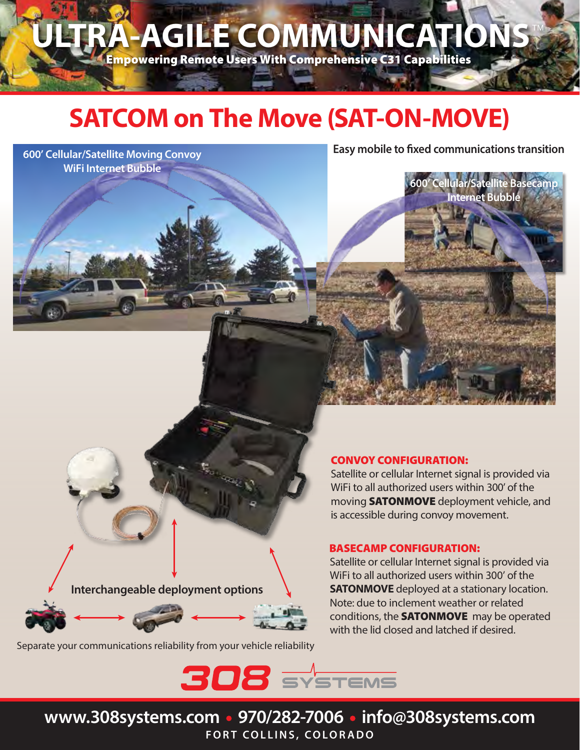# ULTRA-AGILE COMMUNICATIONS™

**Empowering Remote Users With Comprehensive C3I Capabilities**

## SATCOM on The Move (SAT-ON-MOVE)

600' Cellular/Satellite Moving Convoy WiFi Internet Bubble

Easy mobile to fixed communications transition

600' Cellular/Satellite Basecamp Internet Bubble

### CONVOY CONFIGURATION:

Satellite or cellular Internet signal is provided via WiFi to all authorized users within 300' of the moving **SATONMOVE** deployment vehicle, and is accessible during convoy movement.

### BASECAMP CONFIGURATION:

Satellite or cellular Internet signal is provided via WiFi to all authorized users within 300' of the **SATONMOVE** deployed at a stationary location. Note: due to inclement weather or related conditions, the **SATONMOVE** may be operated with the lid closed and latched if desired.

Interchangeable deployment options

Separate your communications reliability from your vehicle reliability

308 SYSTEMS

www.308systems.com • 970/282-7006 • info@308systems.com

FORT COLLINS, COLORADO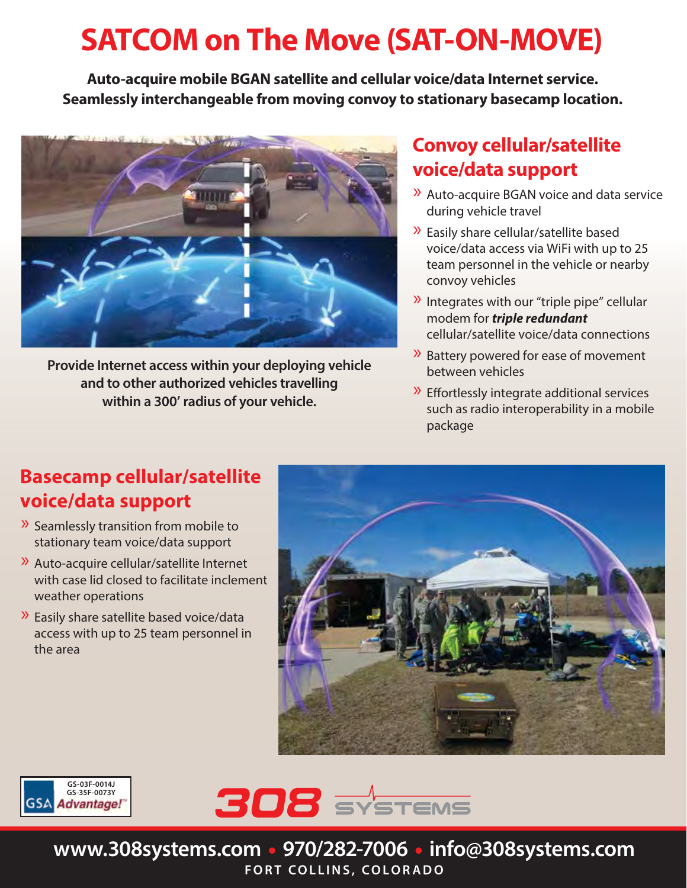# SATCOM on The Move (SAT-ON-MOVE)

**Auto-acquire mobile BGAN satellite and cellular voice/data Internet service. Seamlessly interchangeable from moving convoy to stationary basecamp location.**

**Provide Internet access within your deploying vehicle and to other authorized vehicles travelling within a 300′ radius of your vehicle.**

## Convoy cellular/satellite voice/data support

- Auto-acquire BGAN voice and data service during vehicle travel
- Easily share cellular/satellite based voice/data access via WiFi with up to 25 team personnel in the vehicle or nearby convoy vehicles
- Integrates with our "triple pipe" cellular modem for ***triple redundant*** cellular/satellite voice/data connections
- Battery powered for ease of movement between vehicles
- Effortlessly integrate additional services such as radio interoperability in a mobile package

## Basecamp cellular/satellite voice/data support

- Seamlessly transition from mobile to stationary team voice/data support
- Auto-acquire cellular/satellite Internet with case lid closed to facilitate inclement weather operations
- Easily share satellite based voice/data access with up to 25 team personnel in the area

GS-03F-0014J
GS-35F-0073Y
GSA Advantage!

308 SYSTEMS

**www.308systems.com • 970/282-7006 • info@308systems.com**

FORT COLLINS, COLORADO